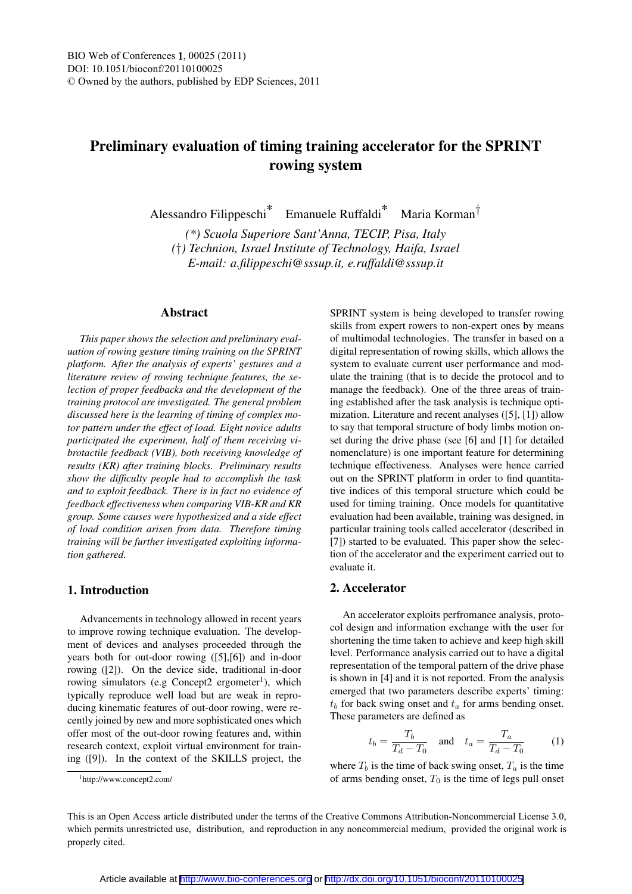# Preliminary evaluation of timing training accelerator for the SPRINT rowing system

Alessandro Filippeschi[*] Emanuele Ruffaldi[*] Maria Korman[†]

*(\*) Scuola Superiore Sant'Anna, TECIP, Pisa, Italy*
*(†) Technion, Israel Institute of Technology, Haifa, Israel*
*E-mail: a.filippeschi@sssup.it, e.ruffaldi@sssup.it*

## Abstract

*This paper shows the selection and preliminary evaluation of rowing gesture timing training on the SPRINT platform. After the analysis of experts' gestures and a literature review of rowing technique features, the selection of proper feedbacks and the development of the training protocol are investigated. The general problem discussed here is the learning of timing of complex motor pattern under the effect of load. Eight novice adults participated the experiment, half of them receiving vibrotactile feedback (VIB), both receiving knowledge of results (KR) after training blocks. Preliminary results show the difficulty people had to accomplish the task and to exploit feedback. There is in fact no evidence of feedback effectiveness when comparing VIB-KR and KR group. Some causes were hypothesized and a side effect of load condition arisen from data. Therefore timing training will be further investigated exploiting information gathered.*

## 1. Introduction

Advancements in technology allowed in recent years to improve rowing technique evaluation. The development of devices and analyses proceeded through the years both for out-door rowing ([5],[6]) and in-door rowing ([2]). On the device side, traditional in-door rowing simulators (e.g Concept2 ergometer[1]), which typically reproduce well load but are weak in reproducing kinematic features of out-door rowing, were recently joined by new and more sophisticated ones which offer most of the out-door rowing features and, within research context, exploit virtual environment for training ([9]). In the context of the SKILLS project, the SPRINT system is being developed to transfer rowing skills from expert rowers to non-expert ones by means of multimodal technologies. The transfer in based on a digital representation of rowing skills, which allows the system to evaluate current user performance and modulate the training (that is to decide the protocol and to manage the feedback). One of the three areas of training established after the task analysis is technique optimization. Literature and recent analyses ([5], [1]) allow to say that temporal structure of body limbs motion onset during the drive phase (see [6] and [1] for detailed nomenclature) is one important feature for determining technique effectiveness. Analyses were hence carried out on the SPRINT platform in order to find quantitative indices of this temporal structure which could be used for timing training. Once models for quantitative evaluation had been available, training was designed, in particular training tools called accelerator (described in [7]) started to be evaluated. This paper show the selection of the accelerator and the experiment carried out to evaluate it.

[1] http://www.concept2.com/

## 2. Accelerator

An accelerator exploits perfromance analysis, protocol design and information exchange with the user for shortening the time taken to achieve and keep high skill level. Performance analysis carried out to have a digital representation of the temporal pattern of the drive phase is shown in [4] and it is not reported. From the analysis emerged that two parameters describe experts' timing: $t_b$ for back swing onset and $t_a$ for arms bending onset. These parameters are defined as

$$t_b = \frac{T_b}{T_d - T_0} \quad \text{and} \quad t_a = \frac{T_a}{T_d - T_0} \tag{1}$$

where $T_b$ is the time of back swing onset, $T_a$ is the time of arms bending onset, $T_0$ is the time of legs pull onset

This is an Open Access article distributed under the terms of the Creative Commons Attribution-Noncommercial License 3.0, which permits unrestricted use, distribution, and reproduction in any noncommercial medium, provided the original work is properly cited.

Article available at http://www.bio-conferences.org or http://dx.doi.org/10.1051/bioconf/20110100025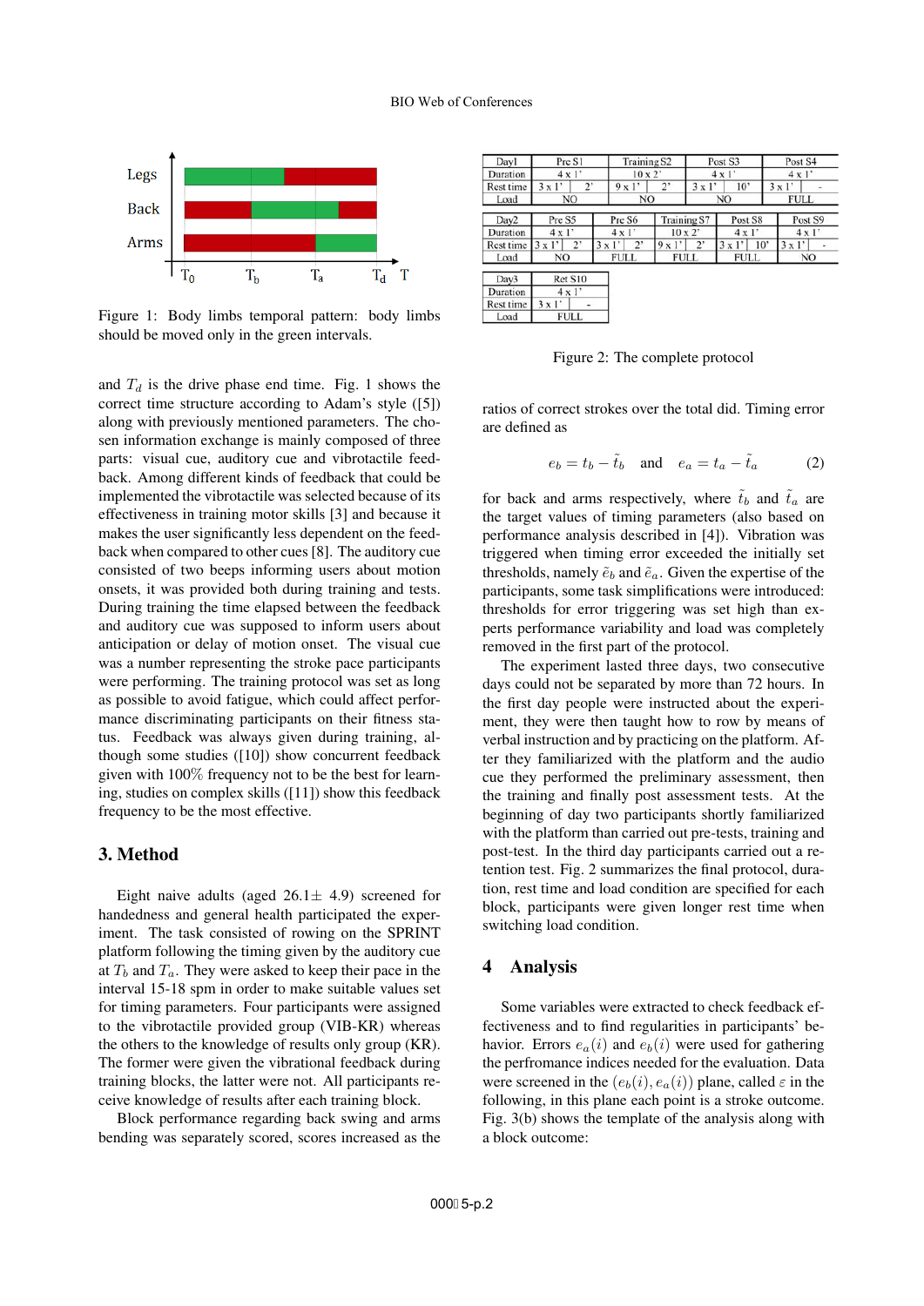Figure 1: Body limbs temporal pattern: body limbs should be moved only in the green intervals.

and $T_d$ is the drive phase end time. Fig. 1 shows the correct time structure according to Adam's style ([5]) along with previously mentioned parameters. The chosen information exchange is mainly composed of three parts: visual cue, auditory cue and vibrotactile feedback. Among different kinds of feedback that could be implemented the vibrotactile was selected because of its effectiveness in training motor skills [3] and because it makes the user significantly less dependent on the feedback when compared to other cues [8]. The auditory cue consisted of two beeps informing users about motion onsets, it was provided both during training and tests. During training the time elapsed between the feedback and auditory cue was supposed to inform users about anticipation or delay of motion onset. The visual cue was a number representing the stroke pace participants were performing. The training protocol was set as long as possible to avoid fatigue, which could affect performance discriminating participants on their fitness status. Feedback was always given during training, although some studies ([10]) show concurrent feedback given with 100% frequency not to be the best for learning, studies on complex skills ([11]) show this feedback frequency to be the most effective.

## 3. Method

Eight naive adults (aged 26.1± 4.9) screened for handedness and general health participated the experiment. The task consisted of rowing on the SPRINT platform following the timing given by the auditory cue at $T_b$ and $T_a$. They were asked to keep their pace in the interval 15-18 spm in order to make suitable values set for timing parameters. Four participants were assigned to the vibrotactile provided group (VIB-KR) whereas the others to the knowledge of results only group (KR). The former were given the vibrational feedback during training blocks, the latter were not. All participants receive knowledge of results after each training block.

Block performance regarding back swing and arms bending was separately scored, scores increased as the ratios of correct strokes over the total did. Timing error are defined as

$$e_b = t_b - \tilde{t}_b \quad \text{and} \quad e_a = t_a - \tilde{t}_a \tag{2}$$

for back and arms respectively, where $\tilde{t}_b$ and $\tilde{t}_a$ are the target values of timing parameters (also based on performance analysis described in [4]). Vibration was triggered when timing error exceeded the initially set thresholds, namely $\tilde{e}_b$ and $\tilde{e}_a$. Given the expertise of the participants, some task simplifications were introduced: thresholds for error triggering was set high than experts performance variability and load was completely removed in the first part of the protocol.

The experiment lasted three days, two consecutive days could not be separated by more than 72 hours. In the first day people were instructed about the experiment, they were then taught how to row by means of verbal instruction and by practicing on the platform. After they familiarized with the platform and the audio cue they performed the preliminary assessment, then the training and finally post assessment tests. At the beginning of day two participants shortly familiarized with the platform than carried out pre-tests, training and post-test. In the third day participants carried out a retention test. Fig. 2 summarizes the final protocol, duration, rest time and load condition are specified for each block, participants were given longer rest time when switching load condition.

| Day1 | Pre S1 | | Training S2 | | Post S3 | | Post S4 | |
|---|---|---|---|---|---|---|---|---|
| Duration | 4 x 1' | | 10 x 2' | | 4 x 1' | | 4 x 1' | |
| Rest time | 3 x 1' | 2' | 9 x 1' | 2' | 3 x 1' | 10' | 3 x 1' | - |
| Load | NO | | NO | | NO | | FULL | |

| Day2 | Pre S5 | | Pre S6 | | Training S7 | | Post S8 | | Post S9 | |
|---|---|---|---|---|---|---|---|---|---|---|
| Duration | 4 x 1' | | 4 x 1' | | 10 x 2' | | 4 x 1' | | 4 x 1' | |
| Rest time | 3 x 1' | 2' | 3 x 1' | 2' | 9 x 1' | 2' | 3 x 1' | 10' | 3 x 1' | - |
| Load | NO | | FULL | | FULL | | FULL | | NO | |

| Day3 | Ret S10 | |
|---|---|---|
| Duration | 4 x 1' | |
| Rest time | 3 x 1' | - |
| Load | FULL | |

Figure 2: The complete protocol

## 4 Analysis

Some variables were extracted to check feedback effectiveness and to find regularities in participants' behavior. Errors $e_a(i)$ and $e_b(i)$ were used for gathering the perfromance indices needed for the evaluation. Data were screened in the $(e_b(i), e_a(i))$ plane, called $\varepsilon$ in the following, in this plane each point is a stroke outcome. Fig. 3(b) shows the template of the analysis along with a block outcome: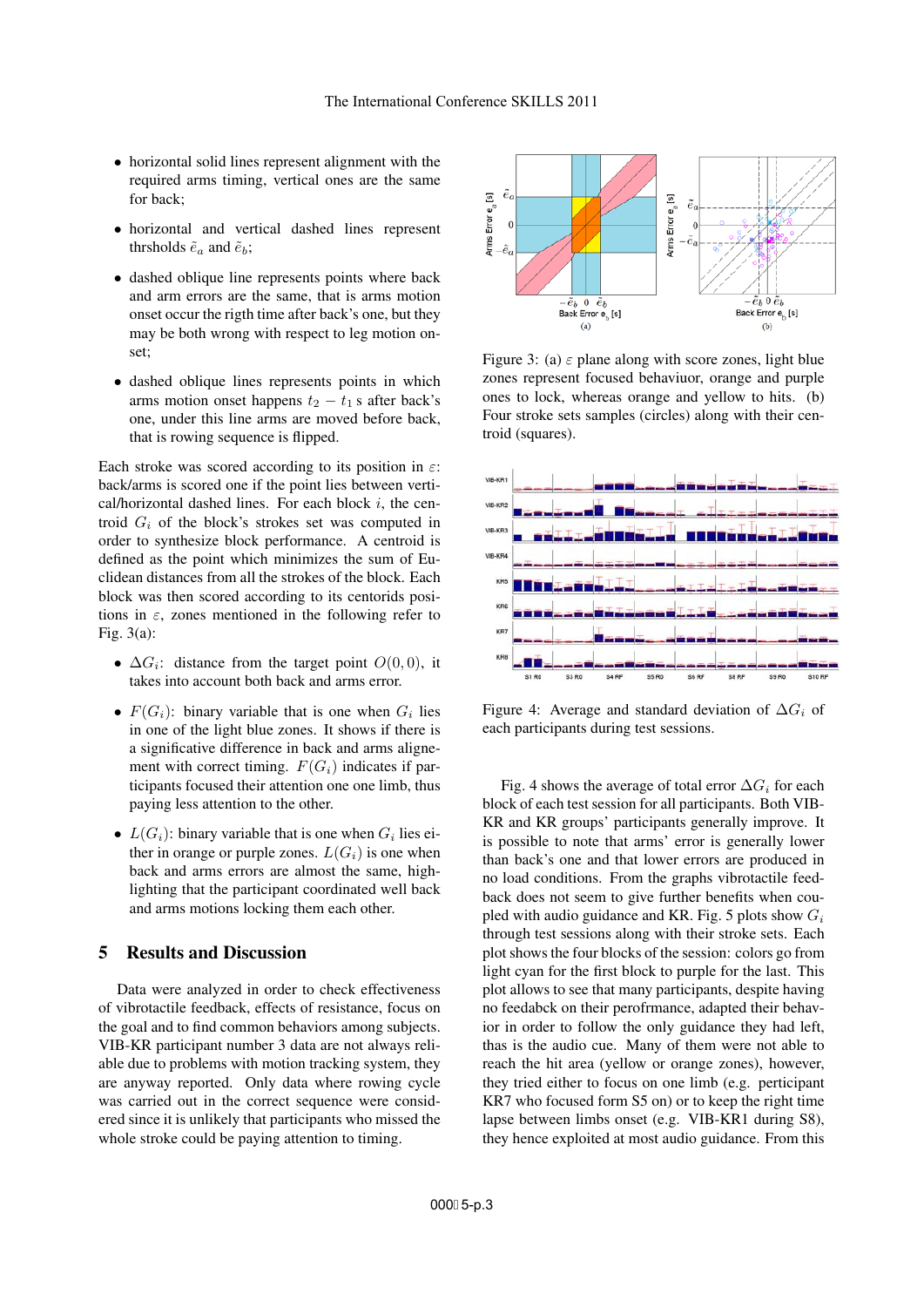- horizontal solid lines represent alignment with the required arms timing, vertical ones are the same for back;
- horizontal and vertical dashed lines represent thrsholds $\tilde{e}_a$ and $\tilde{e}_b$;
- dashed oblique line represents points where back and arm errors are the same, that is arms motion onset occur the rigth time after back's one, but they may be both wrong with respect to leg motion onset;
- dashed oblique lines represents points in which arms motion onset happens $t_2 - t_1$ s after back's one, under this line arms are moved before back, that is rowing sequence is flipped.

Each stroke was scored according to its position in $\varepsilon$: back/arms is scored one if the point lies between vertical/horizontal dashed lines. For each block $i$, the centroid $G_i$ of the block's strokes set was computed in order to synthesize block performance. A centroid is defined as the point which minimizes the sum of Euclidean distances from all the strokes of the block. Each block was then scored according to its centorids positions in $\varepsilon$, zones mentioned in the following refer to Fig. 3(a):

- $\Delta G_i$: distance from the target point $O(0, 0)$, it takes into account both back and arms error.
- $F(G_i)$: binary variable that is one when $G_i$ lies in one of the light blue zones. It shows if there is a significative difference in back and arms alignement with correct timing. $F(G_i)$ indicates if participants focused their attention one one limb, thus paying less attention to the other.
- $L(G_i)$: binary variable that is one when $G_i$ lies either in orange or purple zones. $L(G_i)$ is one when back and arms errors are almost the same, highlighting that the participant coordinated well back and arms motions locking them each other.

## 5 Results and Discussion

Data were analyzed in order to check effectiveness of vibrotactile feedback, effects of resistance, focus on the goal and to find common behaviors among subjects. VIB-KR participant number 3 data are not always reliable due to problems with motion tracking system, they are anyway reported. Only data where rowing cycle was carried out in the correct sequence were considered since it is unlikely that participants who missed the whole stroke could be paying attention to timing.

Figure 3: (a) $\varepsilon$ plane along with score zones, light blue zones represent focused behaviuor, orange and purple ones to lock, whereas orange and yellow to hits. (b) Four stroke sets samples (circles) along with their centroid (squares).

Figure 4: Average and standard deviation of $\Delta G_i$ of each participants during test sessions.

Fig. 4 shows the average of total error $\Delta G_i$ for each block of each test session for all participants. Both VIB-KR and KR groups' participants generally improve. It is possible to note that arms' error is generally lower than back's one and that lower errors are produced in no load conditions. From the graphs vibrotactile feedback does not seem to give further benefits when coupled with audio guidance and KR. Fig. 5 plots show $G_i$ through test sessions along with their stroke sets. Each plot shows the four blocks of the session: colors go from light cyan for the first block to purple for the last. This plot allows to see that many participants, despite having no feedabck on their perofrmance, adapted their behavior in order to follow the only guidance they had left, thas is the audio cue. Many of them were not able to reach the hit area (yellow or orange zones), however, they tried either to focus on one limb (e.g. participant KR7 who focused form S5 on) or to keep the right time lapse between limbs onset (e.g. VIB-KR1 during S8), they hence exploited at most audio guidance. From this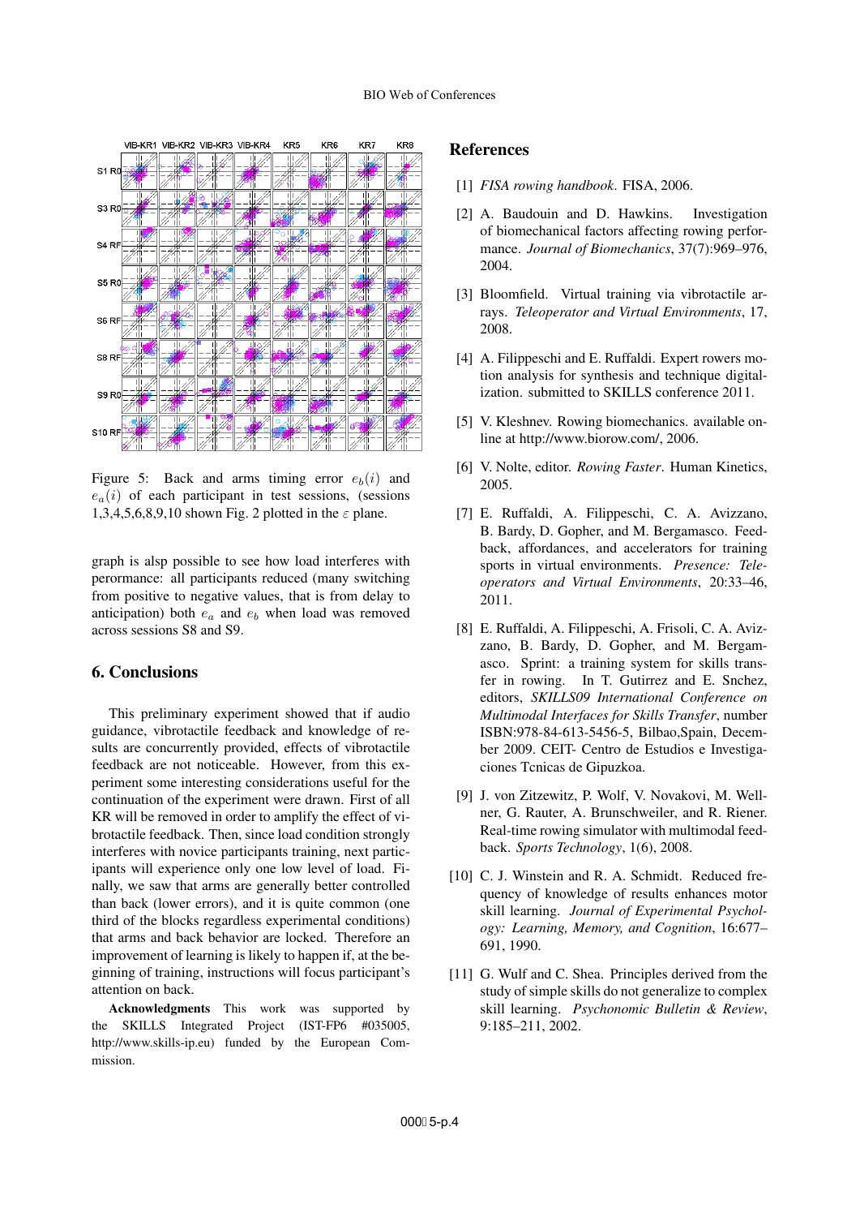VIB-KR1 VIB-KR2 VIB-KR3 VIB-KR4 KR5 KR6 KR7 KR8

S1 R0

S3 R0

S4 RF

S5 R0

S6 RF

S8 RF

S9 R0

S10 RF

Figure 5: Back and arms timing error $e_b(i)$ and $e_a(i)$ of each participant in test sessions, (sessions 1,3,4,5,6,8,9,10 shown Fig. 2 plotted in the $\varepsilon$ plane.

graph is alsp possible to see how load interferes with perormance: all participants reduced (many switching from positive to negative values, that is from delay to anticipation) both $e_a$ and $e_b$ when load was removed across sessions S8 and S9.

## 6. Conclusions

This preliminary experiment showed that if audio guidance, vibrotactile feedback and knowledge of results are concurrently provided, effects of vibrotactile feedback are not noticeable. However, from this experiment some interesting considerations useful for the continuation of the experiment were drawn. First of all KR will be removed in order to amplify the effect of vibrotactile feedback. Then, since load condition strongly interferes with novice participants training, next participants will experience only one low level of load. Finally, we saw that arms are generally better controlled than back (lower errors), and it is quite common (one third of the blocks regardless experimental conditions) that arms and back behavior are locked. Therefore an improvement of learning is likely to happen if, at the beginning of training, instructions will focus participant's attention on back.

**Acknowledgments** This work was supported by the SKILLS Integrated Project (IST-FP6 #035005, http://www.skills-ip.eu) funded by the European Commission.

## References

[1] *FISA rowing handbook*. FISA, 2006.

[2] A. Baudouin and D. Hawkins. Investigation of biomechanical factors affecting rowing performance. *Journal of Biomechanics*, 37(7):969–976, 2004.

[3] Bloomfield. Virtual training via vibrotactile arrays. *Teleoperator and Virtual Environments*, 17, 2008.

[4] A. Filippeschi and E. Ruffaldi. Expert rowers motion analysis for synthesis and technique digitalization. submitted to SKILLS conference 2011.

[5] V. Kleshnev. Rowing biomechanics. available online at http://www.biorow.com/, 2006.

[6] V. Nolte, editor. *Rowing Faster*. Human Kinetics, 2005.

[7] E. Ruffaldi, A. Filippeschi, C. A. Avizzano, B. Bardy, D. Gopher, and M. Bergamasco. Feedback, affordances, and accelerators for training sports in virtual environments. *Presence: Teleoperators and Virtual Environments*, 20:33–46, 2011.

[8] E. Ruffaldi, A. Filippeschi, A. Frisoli, C. A. Avizzano, B. Bardy, D. Gopher, and M. Bergamasco. Sprint: a training system for skills transfer in rowing. In T. Gutirrez and E. Snchez, editors, *SKILLS09 International Conference on Multimodal Interfaces for Skills Transfer*, number ISBN:978-84-613-5456-5, Bilbao,Spain, December 2009. CEIT- Centro de Estudios e Investigaciones Tcnicas de Gipuzkoa.

[9] J. von Zitzewitz, P. Wolf, V. Novakovi, M. Wellner, G. Rauter, A. Brunschweiler, and R. Riener. Real-time rowing simulator with multimodal feedback. *Sports Technology*, 1(6), 2008.

[10] C. J. Winstein and R. A. Schmidt. Reduced frequency of knowledge of results enhances motor skill learning. *Journal of Experimental Psychology: Learning, Memory, and Cognition*, 16:677–691, 1990.

[11] G. Wulf and C. Shea. Principles derived from the study of simple skills do not generalize to complex skill learning. *Psychonomic Bulletin & Review*, 9:185–211, 2002.